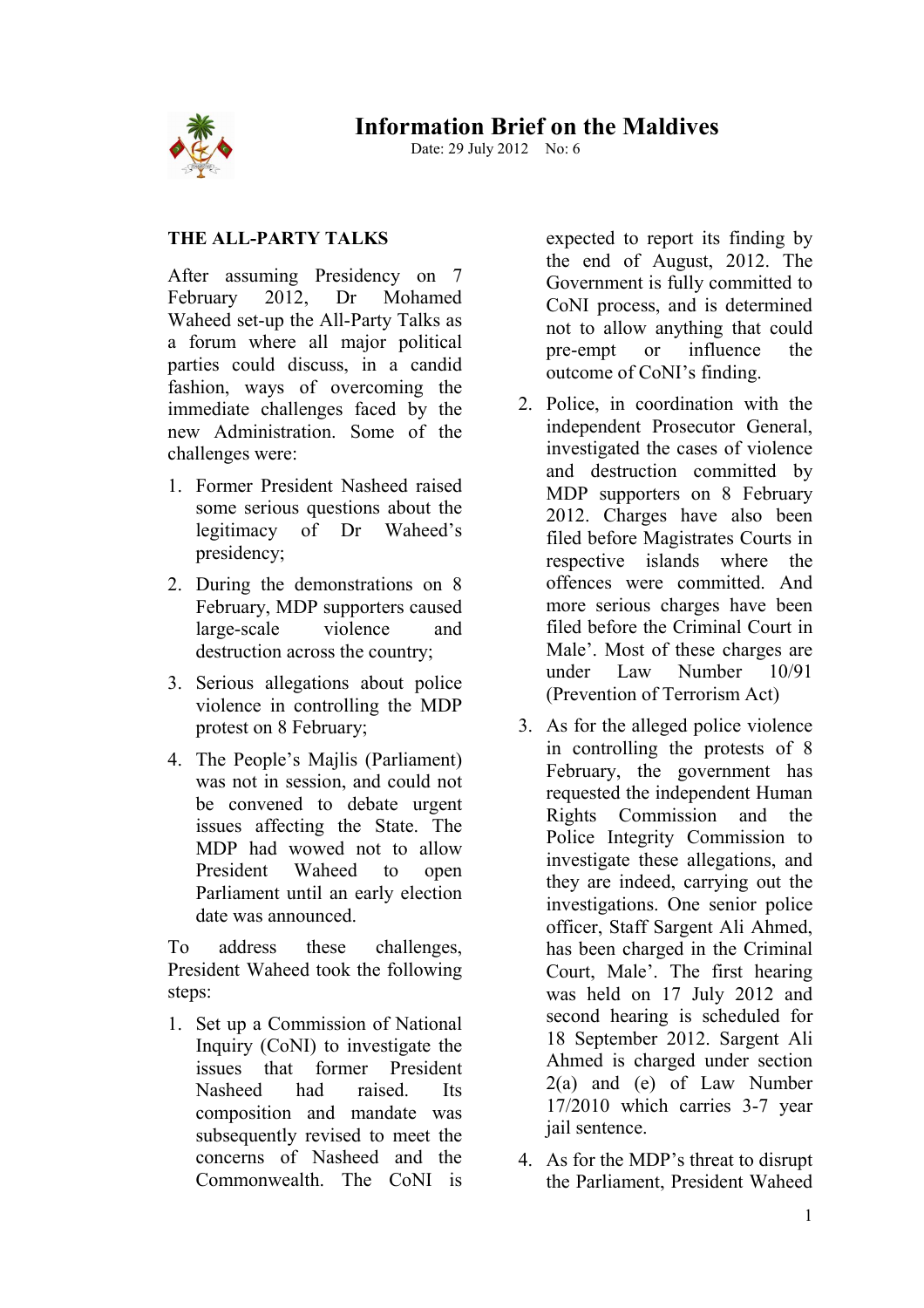# Information Brief on the Maldives

Date: 29 July 2012 No: 6

## THE ALL-PARTY TALKS

After assuming Presidency on 7 February 2012, Dr Mohamed Waheed set-up the All-Party Talks as a forum where all major political parties could discuss, in a candid fashion, ways of overcoming the immediate challenges faced by the new Administration. Some of the challenges were:

1. Former President Nasheed raised some serious questions about the legitimacy of Dr Waheed's presidency;
2. During the demonstrations on 8 February, MDP supporters caused large-scale violence and destruction across the country;
3. Serious allegations about police violence in controlling the MDP protest on 8 February;
4. The People's Majlis (Parliament) was not in session, and could not be convened to debate urgent issues affecting the State. The MDP had wowed not to allow President Waheed to open Parliament until an early election date was announced.

To address these challenges, President Waheed took the following steps:

1. Set up a Commission of National Inquiry (CoNI) to investigate the issues that former President Nasheed had raised. Its composition and mandate was subsequently revised to meet the concerns of Nasheed and the Commonwealth. The CoNI is expected to report its finding by the end of August, 2012. The Government is fully committed to CoNI process, and is determined not to allow anything that could pre-empt or influence the outcome of CoNI's finding.
2. Police, in coordination with the independent Prosecutor General, investigated the cases of violence and destruction committed by MDP supporters on 8 February 2012. Charges have also been filed before Magistrates Courts in respective islands where the offences were committed. And more serious charges have been filed before the Criminal Court in Male'. Most of these charges are under Law Number 10/91 (Prevention of Terrorism Act)
3. As for the alleged police violence in controlling the protests of 8 February, the government has requested the independent Human Rights Commission and the Police Integrity Commission to investigate these allegations, and they are indeed, carrying out the investigations. One senior police officer, Staff Sargent Ali Ahmed, has been charged in the Criminal Court, Male'. The first hearing was held on 17 July 2012 and second hearing is scheduled for 18 September 2012. Sargent Ali Ahmed is charged under section 2(a) and (e) of Law Number 17/2010 which carries 3-7 year jail sentence.
4. As for the MDP's threat to disrupt the Parliament, President Waheed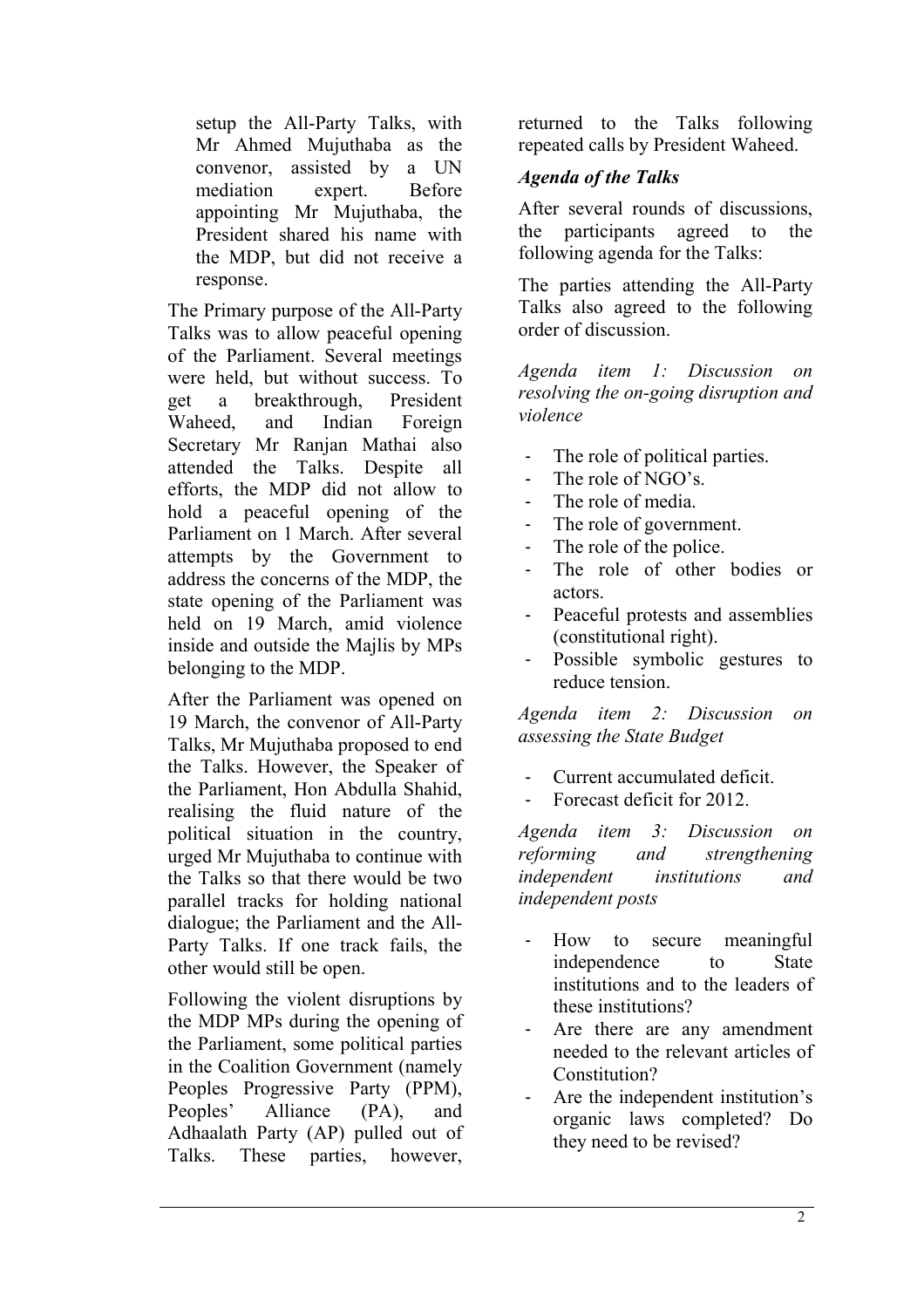setup the All-Party Talks, with Mr Ahmed Mujuthaba as the convenor, assisted by a UN mediation expert. Before appointing Mr Mujuthaba, the President shared his name with the MDP, but did not receive a response.

The Primary purpose of the All-Party Talks was to allow peaceful opening of the Parliament. Several meetings were held, but without success. To get a breakthrough, President Waheed, and Indian Foreign Secretary Mr Ranjan Mathai also attended the Talks. Despite all efforts, the MDP did not allow to hold a peaceful opening of the Parliament on 1 March. After several attempts by the Government to address the concerns of the MDP, the state opening of the Parliament was held on 19 March, amid violence inside and outside the Majlis by MPs belonging to the MDP.

After the Parliament was opened on 19 March, the convenor of All-Party Talks, Mr Mujuthaba proposed to end the Talks. However, the Speaker of the Parliament, Hon Abdulla Shahid, realising the fluid nature of the political situation in the country, urged Mr Mujuthaba to continue with the Talks so that there would be two parallel tracks for holding national dialogue; the Parliament and the All-Party Talks. If one track fails, the other would still be open.

Following the violent disruptions by the MDP MPs during the opening of the Parliament, some political parties in the Coalition Government (namely Peoples Progressive Party (PPM), Peoples' Alliance (PA), and Adhaalath Party (AP) pulled out of Talks. These parties, however, returned to the Talks following repeated calls by President Waheed.

### *Agenda of the Talks*

After several rounds of discussions, the participants agreed to the following agenda for the Talks:

The parties attending the All-Party Talks also agreed to the following order of discussion.

*Agenda item 1: Discussion on resolving the on-going disruption and violence*

- The role of political parties.
- The role of NGO's.
- The role of media.
- The role of government.
- The role of the police.
- The role of other bodies or actors.
- Peaceful protests and assemblies (constitutional right).
- Possible symbolic gestures to reduce tension.

*Agenda item 2: Discussion on assessing the State Budget*

- Current accumulated deficit.
- Forecast deficit for 2012.

*Agenda item 3: Discussion on reforming and strengthening independent institutions and independent posts*

- How to secure meaningful independence to State institutions and to the leaders of these institutions?
- Are there are any amendment needed to the relevant articles of Constitution?
- Are the independent institution's organic laws completed? Do they need to be revised?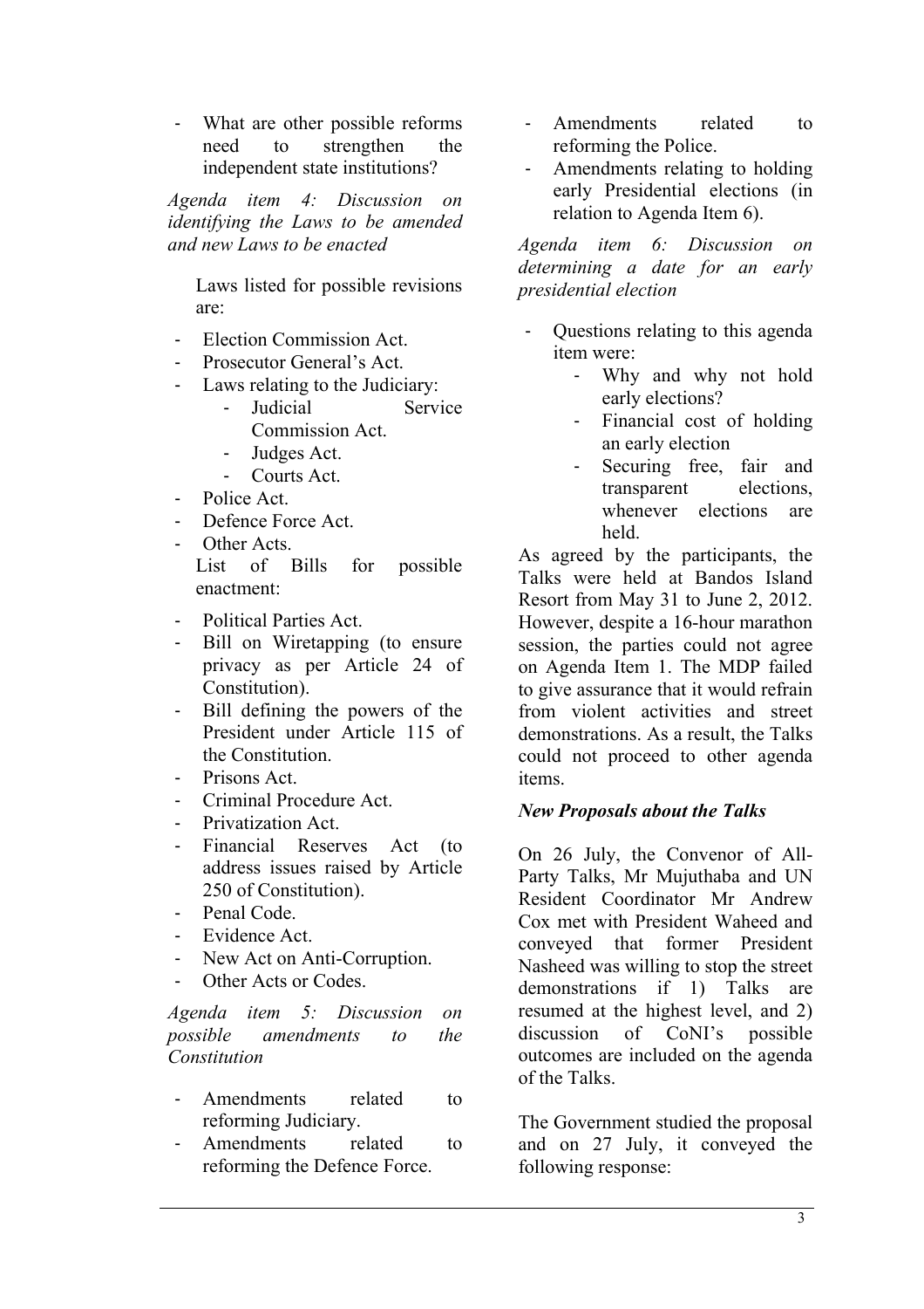- What are other possible reforms need to strengthen the independent state institutions?

*Agenda item 4: Discussion on identifying the Laws to be amended and new Laws to be enacted*

Laws listed for possible revisions are:

- Election Commission Act.
- Prosecutor General's Act.
- Laws relating to the Judiciary:
  - Judicial Service Commission Act.
  - Judges Act.
  - Courts Act.
- Police Act.
- Defence Force Act.
- Other Acts.

List of Bills for possible enactment:

- Political Parties Act.
- Bill on Wiretapping (to ensure privacy as per Article 24 of Constitution).
- Bill defining the powers of the President under Article 115 of the Constitution.
- Prisons Act.
- Criminal Procedure Act.
- Privatization Act.
- Financial Reserves Act (to address issues raised by Article 250 of Constitution).
- Penal Code.
- Evidence Act.
- New Act on Anti-Corruption.
- Other Acts or Codes.

*Agenda item 5: Discussion on possible amendments to the Constitution*

- Amendments related to reforming Judiciary.
- Amendments related to reforming the Defence Force.
- Amendments related to reforming the Police.
- Amendments relating to holding early Presidential elections (in relation to Agenda Item 6).

*Agenda item 6: Discussion on determining a date for an early presidential election*

- Questions relating to this agenda item were:
  - Why and why not hold early elections?
  - Financial cost of holding an early election
  - Securing free, fair and transparent elections, whenever elections are held.

As agreed by the participants, the Talks were held at Bandos Island Resort from May 31 to June 2, 2012. However, despite a 16-hour marathon session, the parties could not agree on Agenda Item 1. The MDP failed to give assurance that it would refrain from violent activities and street demonstrations. As a result, the Talks could not proceed to other agenda items.

***New Proposals about the Talks***

On 26 July, the Convenor of All-Party Talks, Mr Mujuthaba and UN Resident Coordinator Mr Andrew Cox met with President Waheed and conveyed that former President Nasheed was willing to stop the street demonstrations if 1) Talks are resumed at the highest level, and 2) discussion of CoNI's possible outcomes are included on the agenda of the Talks.

The Government studied the proposal and on 27 July, it conveyed the following response: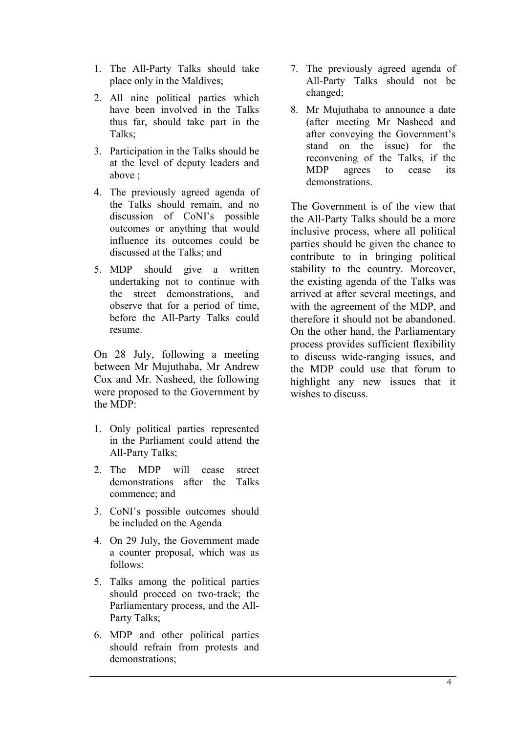1. The All-Party Talks should take place only in the Maldives;
2. All nine political parties which have been involved in the Talks thus far, should take part in the Talks;
3. Participation in the Talks should be at the level of deputy leaders and above ;
4. The previously agreed agenda of the Talks should remain, and no discussion of CoNI's possible outcomes or anything that would influence its outcomes could be discussed at the Talks; and
5. MDP should give a written undertaking not to continue with the street demonstrations, and observe that for a period of time, before the All-Party Talks could resume.

On 28 July, following a meeting between Mr Mujuthaba, Mr Andrew Cox and Mr. Nasheed, the following were proposed to the Government by the MDP:

1. Only political parties represented in the Parliament could attend the All-Party Talks;
2. The MDP will cease street demonstrations after the Talks commence; and
3. CoNI's possible outcomes should be included on the Agenda
4. On 29 July, the Government made a counter proposal, which was as follows:
5. Talks among the political parties should proceed on two-track; the Parliamentary process, and the All-Party Talks;
6. MDP and other political parties should refrain from protests and demonstrations;
7. The previously agreed agenda of All-Party Talks should not be changed;
8. Mr Mujuthaba to announce a date (after meeting Mr Nasheed and after conveying the Government's stand on the issue) for the reconvening of the Talks, if the MDP agrees to cease its demonstrations.

The Government is of the view that the All-Party Talks should be a more inclusive process, where all political parties should be given the chance to contribute to in bringing political stability to the country. Moreover, the existing agenda of the Talks was arrived at after several meetings, and with the agreement of the MDP, and therefore it should not be abandoned. On the other hand, the Parliamentary process provides sufficient flexibility to discuss wide-ranging issues, and the MDP could use that forum to highlight any new issues that it wishes to discuss.